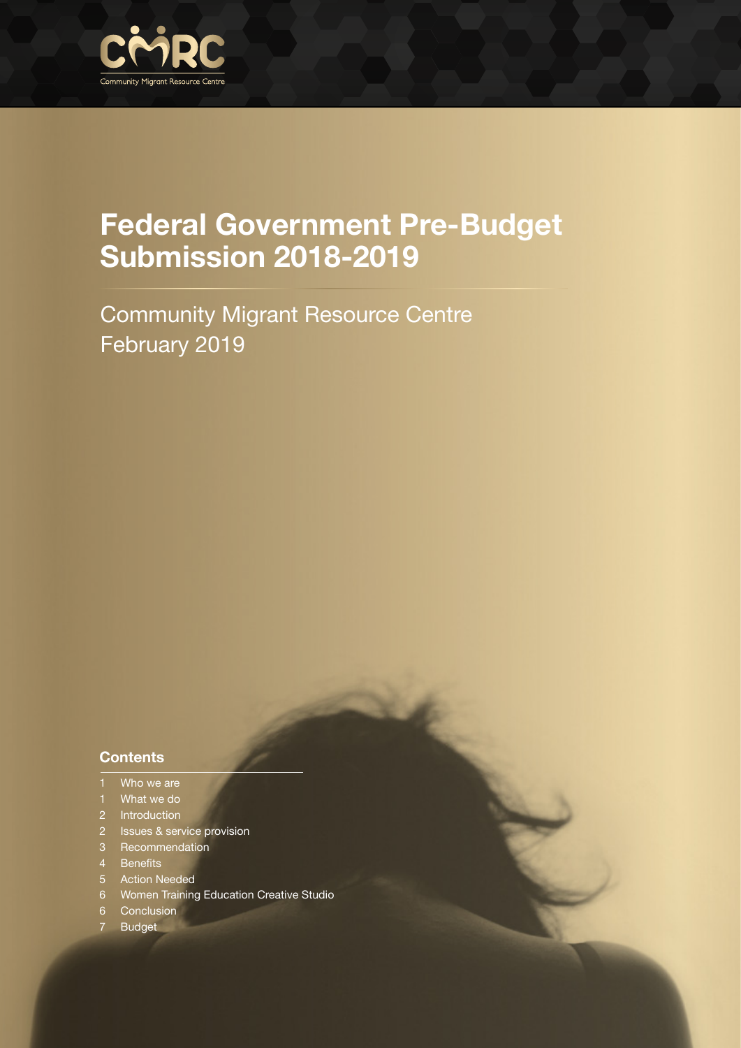CMRC

Community Migrant Resource Centre

# Federal Government Pre-Budget Submission 2018-2019

Community Migrant Resource Centre
February 2019

## Contents

1 Who we are
1 What we do
2 Introduction
2 Issues & service provision
3 Recommendation
4 Benefits
5 Action Needed
6 Women Training Education Creative Studio
6 Conclusion
7 Budget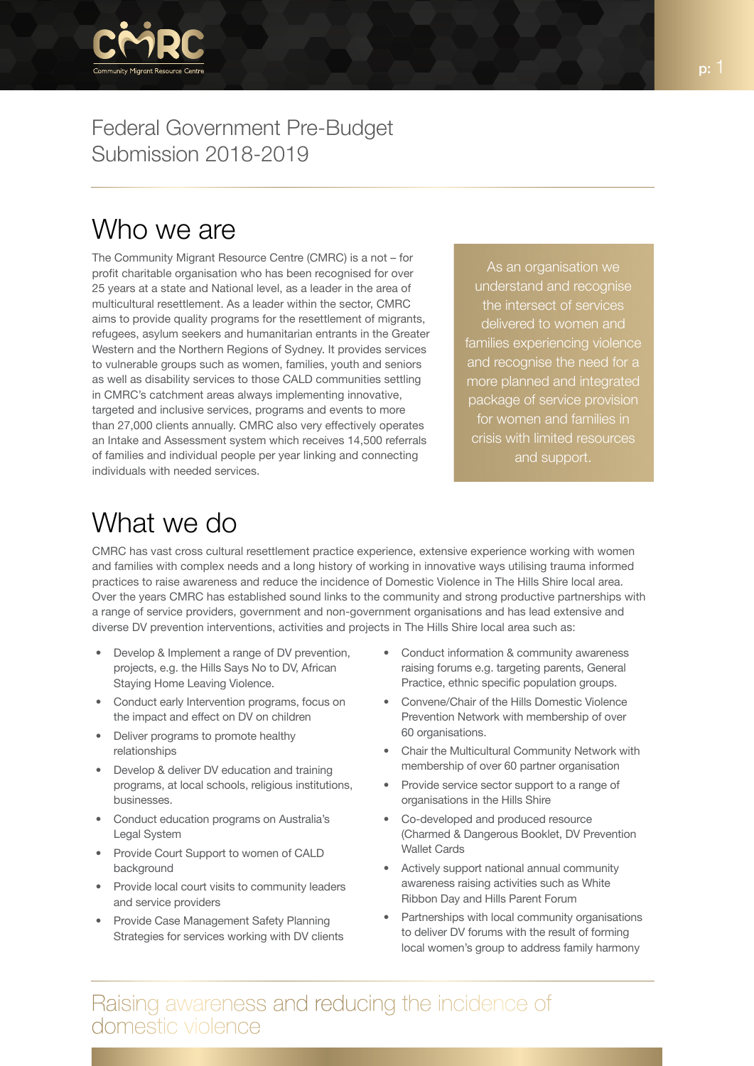Federal Government Pre-Budget Submission 2018-2019

## Who we are

The Community Migrant Resource Centre (CMRC) is a not – for profit charitable organisation who has been recognised for over 25 years at a state and National level, as a leader in the area of multicultural resettlement. As a leader within the sector, CMRC aims to provide quality programs for the resettlement of migrants, refugees, asylum seekers and humanitarian entrants in the Greater Western and the Northern Regions of Sydney. It provides services to vulnerable groups such as women, families, youth and seniors as well as disability services to those CALD communities settling in CMRC's catchment areas always implementing innovative, targeted and inclusive services, programs and events to more than 27,000 clients annually. CMRC also very effectively operates an Intake and Assessment system which receives 14,500 referrals of families and individual people per year linking and connecting individuals with needed services.

As an organisation we understand and recognise the intersect of services delivered to women and families experiencing violence and recognise the need for a more planned and integrated package of service provision for women and families in crisis with limited resources and support.

## What we do

CMRC has vast cross cultural resettlement practice experience, extensive experience working with women and families with complex needs and a long history of working in innovative ways utilising trauma informed practices to raise awareness and reduce the incidence of Domestic Violence in The Hills Shire local area. Over the years CMRC has established sound links to the community and strong productive partnerships with a range of service providers, government and non-government organisations and has lead extensive and diverse DV prevention interventions, activities and projects in The Hills Shire local area such as:

- Develop & Implement a range of DV prevention, projects, e.g. the Hills Says No to DV, African Staying Home Leaving Violence.
- Conduct early Intervention programs, focus on the impact and effect on DV on children
- Deliver programs to promote healthy relationships
- Develop & deliver DV education and training programs, at local schools, religious institutions, businesses.
- Conduct education programs on Australia's Legal System
- Provide Court Support to women of CALD background
- Provide local court visits to community leaders and service providers
- Provide Case Management Safety Planning Strategies for services working with DV clients
- Conduct information & community awareness raising forums e.g. targeting parents, General Practice, ethnic specific population groups.
- Convene/Chair of the Hills Domestic Violence Prevention Network with membership of over 60 organisations.
- Chair the Multicultural Community Network with membership of over 60 partner organisation
- Provide service sector support to a range of organisations in the Hills Shire
- Co-developed and produced resource (Charmed & Dangerous Booklet, DV Prevention Wallet Cards
- Actively support national annual community awareness raising activities such as White Ribbon Day and Hills Parent Forum
- Partnerships with local community organisations to deliver DV forums with the result of forming local women's group to address family harmony

Raising awareness and reducing the incidence of domestic violence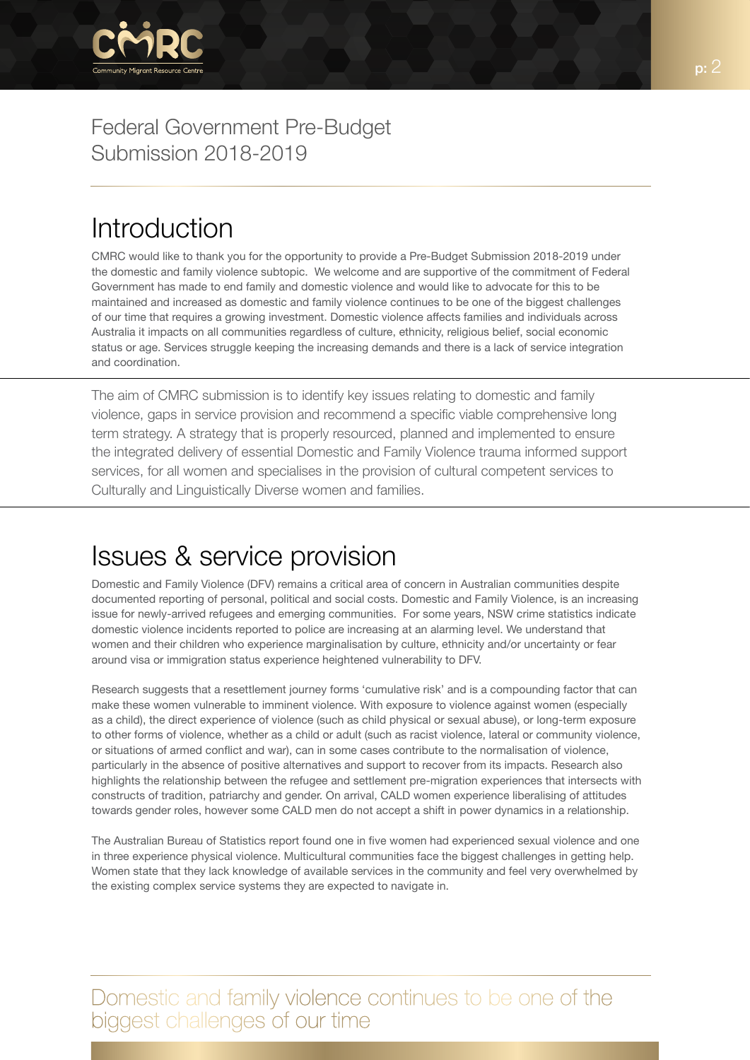## Federal Government Pre-Budget Submission 2018-2019

# Introduction

CMRC would like to thank you for the opportunity to provide a Pre-Budget Submission 2018-2019 under the domestic and family violence subtopic. We welcome and are supportive of the commitment of Federal Government has made to end family and domestic violence and would like to advocate for this to be maintained and increased as domestic and family violence continues to be one of the biggest challenges of our time that requires a growing investment. Domestic violence affects families and individuals across Australia it impacts on all communities regardless of culture, ethnicity, religious belief, social economic status or age. Services struggle keeping the increasing demands and there is a lack of service integration and coordination.

The aim of CMRC submission is to identify key issues relating to domestic and family violence, gaps in service provision and recommend a specific viable comprehensive long term strategy. A strategy that is properly resourced, planned and implemented to ensure the integrated delivery of essential Domestic and Family Violence trauma informed support services, for all women and specialises in the provision of cultural competent services to Culturally and Linguistically Diverse women and families.

# Issues & service provision

Domestic and Family Violence (DFV) remains a critical area of concern in Australian communities despite documented reporting of personal, political and social costs. Domestic and Family Violence, is an increasing issue for newly-arrived refugees and emerging communities. For some years, NSW crime statistics indicate domestic violence incidents reported to police are increasing at an alarming level. We understand that women and their children who experience marginalisation by culture, ethnicity and/or uncertainty or fear around visa or immigration status experience heightened vulnerability to DFV.

Research suggests that a resettlement journey forms 'cumulative risk' and is a compounding factor that can make these women vulnerable to imminent violence. With exposure to violence against women (especially as a child), the direct experience of violence (such as child physical or sexual abuse), or long-term exposure to other forms of violence, whether as a child or adult (such as racist violence, lateral or community violence, or situations of armed conflict and war), can in some cases contribute to the normalisation of violence, particularly in the absence of positive alternatives and support to recover from its impacts. Research also highlights the relationship between the refugee and settlement pre-migration experiences that intersects with constructs of tradition, patriarchy and gender. On arrival, CALD women experience liberalising of attitudes towards gender roles, however some CALD men do not accept a shift in power dynamics in a relationship.

The Australian Bureau of Statistics report found one in five women had experienced sexual violence and one in three experience physical violence. Multicultural communities face the biggest challenges in getting help. Women state that they lack knowledge of available services in the community and feel very overwhelmed by the existing complex service systems they are expected to navigate in.

Domestic and family violence continues to be one of the biggest challenges of our time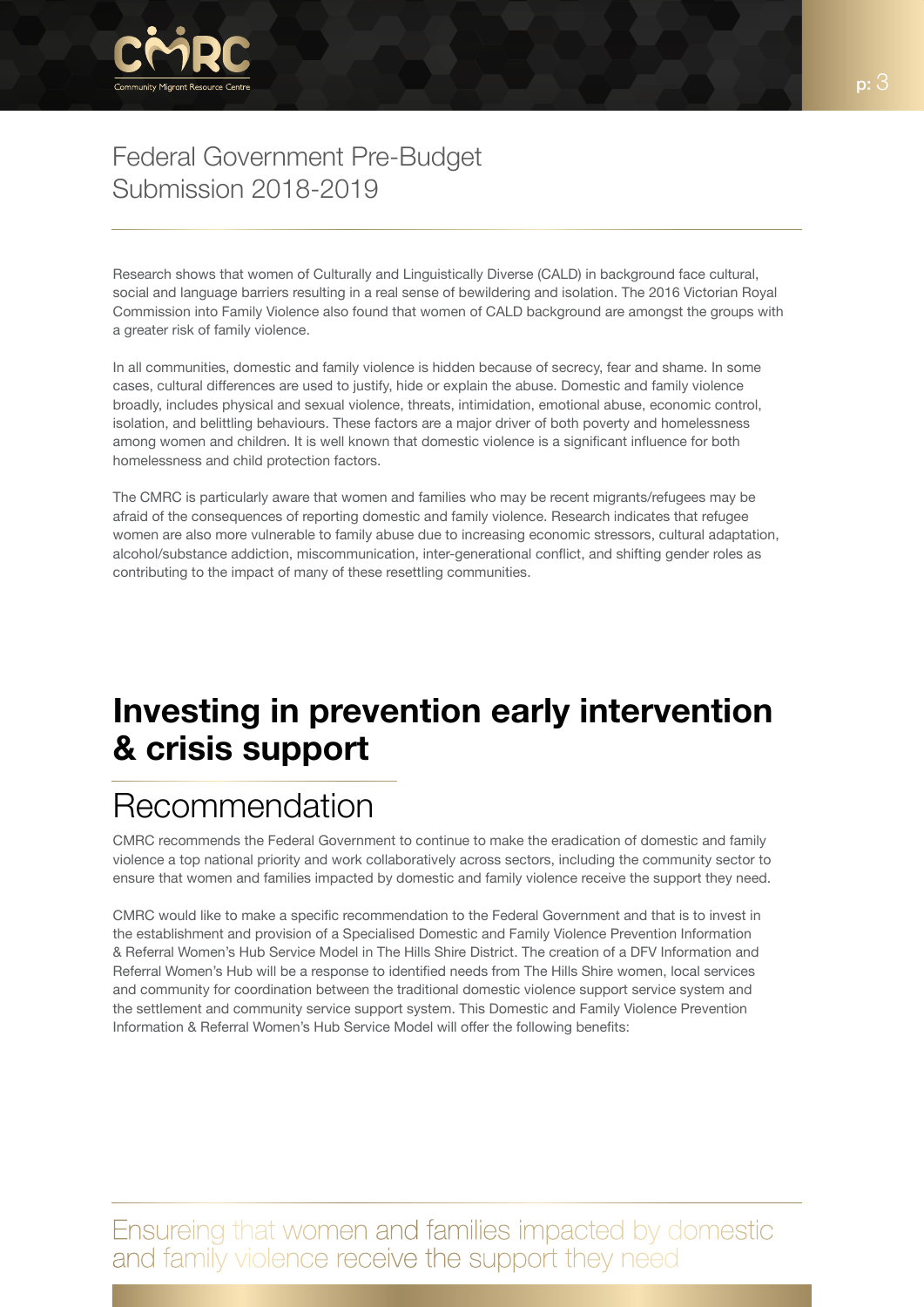# Federal Government Pre-Budget Submission 2018-2019

Research shows that women of Culturally and Linguistically Diverse (CALD) in background face cultural, social and language barriers resulting in a real sense of bewildering and isolation. The 2016 Victorian Royal Commission into Family Violence also found that women of CALD background are amongst the groups with a greater risk of family violence.

In all communities, domestic and family violence is hidden because of secrecy, fear and shame. In some cases, cultural differences are used to justify, hide or explain the abuse. Domestic and family violence broadly, includes physical and sexual violence, threats, intimidation, emotional abuse, economic control, isolation, and belittling behaviours. These factors are a major driver of both poverty and homelessness among women and children. It is well known that domestic violence is a significant influence for both homelessness and child protection factors.

The CMRC is particularly aware that women and families who may be recent migrants/refugees may be afraid of the consequences of reporting domestic and family violence. Research indicates that refugee women are also more vulnerable to family abuse due to increasing economic stressors, cultural adaptation, alcohol/substance addiction, miscommunication, inter-generational conflict, and shifting gender roles as contributing to the impact of many of these resettling communities.

## Investing in prevention early intervention & crisis support

### Recommendation

CMRC recommends the Federal Government to continue to make the eradication of domestic and family violence a top national priority and work collaboratively across sectors, including the community sector to ensure that women and families impacted by domestic and family violence receive the support they need.

CMRC would like to make a specific recommendation to the Federal Government and that is to invest in the establishment and provision of a Specialised Domestic and Family Violence Prevention Information & Referral Women's Hub Service Model in The Hills Shire District. The creation of a DFV Information and Referral Women's Hub will be a response to identified needs from The Hills Shire women, local services and community for coordination between the traditional domestic violence support service system and the settlement and community service support system. This Domestic and Family Violence Prevention Information & Referral Women's Hub Service Model will offer the following benefits:

Ensureing that women and families impacted by domestic and family violence receive the support they need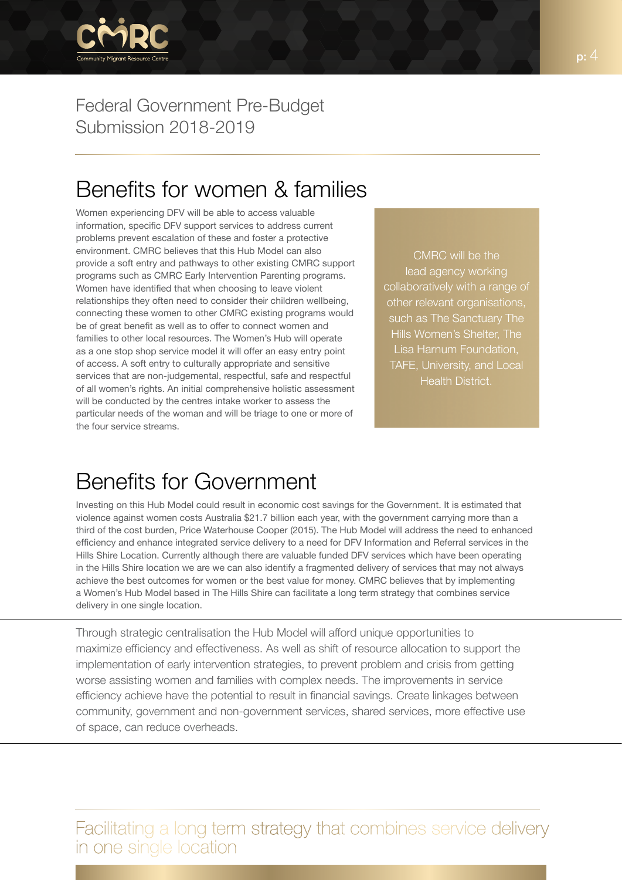Federal Government Pre-Budget Submission 2018-2019

## Benefits for women & families

Women experiencing DFV will be able to access valuable information, specific DFV support services to address current problems prevent escalation of these and foster a protective environment. CMRC believes that this Hub Model can also provide a soft entry and pathways to other existing CMRC support programs such as CMRC Early Intervention Parenting programs. Women have identified that when choosing to leave violent relationships they often need to consider their children wellbeing, connecting these women to other CMRC existing programs would be of great benefit as well as to offer to connect women and families to other local resources. The Women's Hub will operate as a one stop shop service model it will offer an easy entry point of access. A soft entry to culturally appropriate and sensitive services that are non-judgemental, respectful, safe and respectful of all women's rights. An initial comprehensive holistic assessment will be conducted by the centres intake worker to assess the particular needs of the woman and will be triage to one or more of the four service streams.

CMRC will be the lead agency working collaboratively with a range of other relevant organisations, such as The Sanctuary The Hills Women's Shelter, The Lisa Harnum Foundation, TAFE, University, and Local Health District.

## Benefits for Government

Investing on this Hub Model could result in economic cost savings for the Government. It is estimated that violence against women costs Australia $21.7 billion each year, with the government carrying more than a third of the cost burden, Price Waterhouse Cooper (2015). The Hub Model will address the need to enhanced efficiency and enhance integrated service delivery to a need for DFV Information and Referral services in the Hills Shire Location. Currently although there are valuable funded DFV services which have been operating in the Hills Shire location we are we can also identify a fragmented delivery of services that may not always achieve the best outcomes for women or the best value for money. CMRC believes that by implementing a Women's Hub Model based in The Hills Shire can facilitate a long term strategy that combines service delivery in one single location.

Through strategic centralisation the Hub Model will afford unique opportunities to maximize efficiency and effectiveness. As well as shift of resource allocation to support the implementation of early intervention strategies, to prevent problem and crisis from getting worse assisting women and families with complex needs. The improvements in service efficiency achieve have the potential to result in financial savings. Create linkages between community, government and non-government services, shared services, more effective use of space, can reduce overheads.

Facilitating a long term strategy that combines service delivery in one single location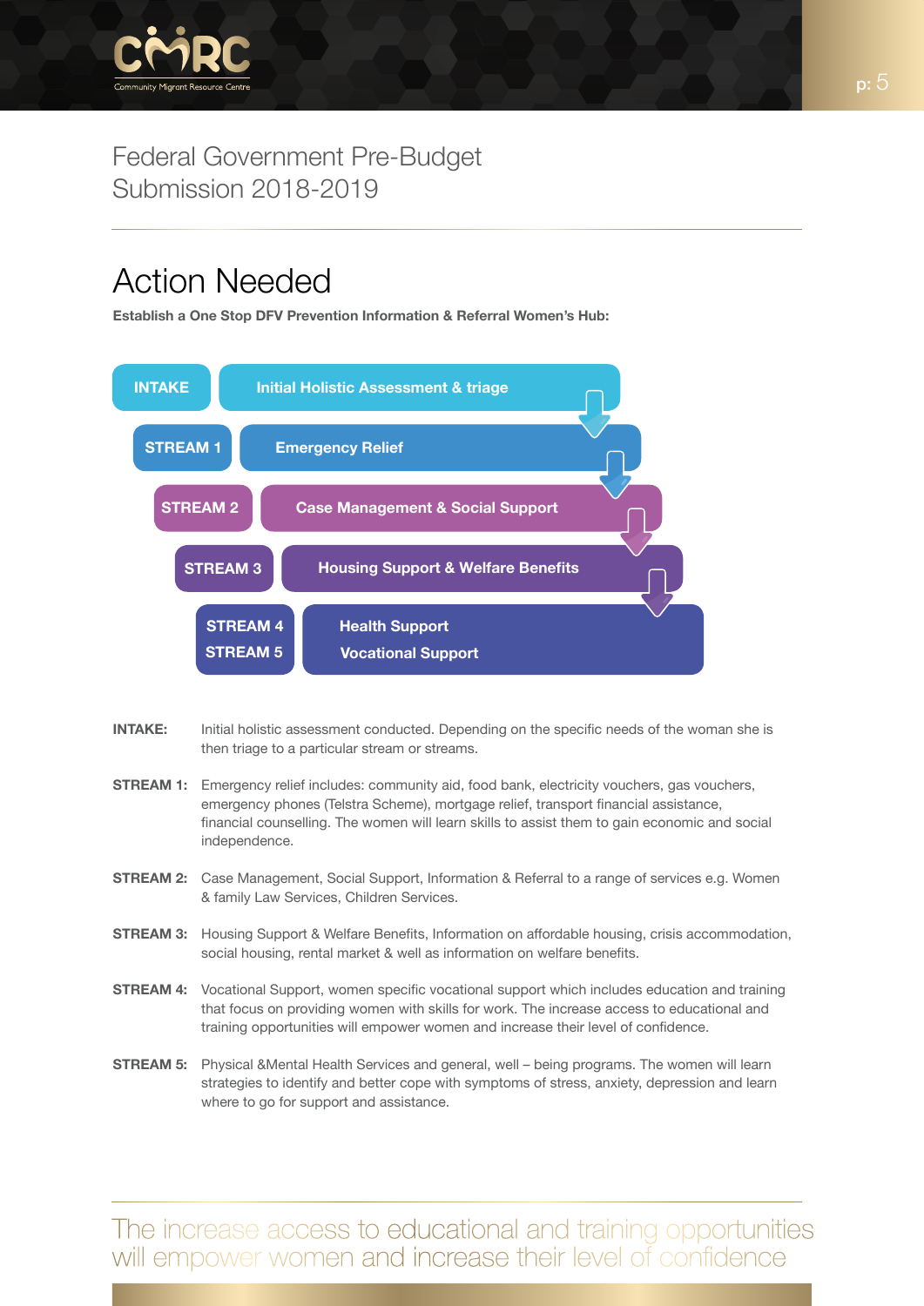Federal Government Pre-Budget Submission 2018-2019

# Action Needed

**Establish a One Stop DFV Prevention Information & Referral Women's Hub:**

| | |
|---|---|
| **INTAKE** | **Initial Holistic Assessment & triage** |
| **STREAM 1** | **Emergency Relief** |
| **STREAM 2** | **Case Management & Social Support** |
| **STREAM 3** | **Housing Support & Welfare Benefits** |
| **STREAM 4** | **Health Support** |
| **STREAM 5** | **Vocational Support** |

**INTAKE:** Initial holistic assessment conducted. Depending on the specific needs of the woman she is then triage to a particular stream or streams.

**STREAM 1:** Emergency relief includes: community aid, food bank, electricity vouchers, gas vouchers, emergency phones (Telstra Scheme), mortgage relief, transport financial assistance, financial counselling. The women will learn skills to assist them to gain economic and social independence.

**STREAM 2:** Case Management, Social Support, Information & Referral to a range of services e.g. Women & family Law Services, Children Services.

**STREAM 3:** Housing Support & Welfare Benefits, Information on affordable housing, crisis accommodation, social housing, rental market & well as information on welfare benefits.

**STREAM 4:** Vocational Support, women specific vocational support which includes education and training that focus on providing women with skills for work. The increase access to educational and training opportunities will empower women and increase their level of confidence.

**STREAM 5:** Physical &Mental Health Services and general, well – being programs. The women will learn strategies to identify and better cope with symptoms of stress, anxiety, depression and learn where to go for support and assistance.

The increase access to educational and training opportunities will empower women and increase their level of confidence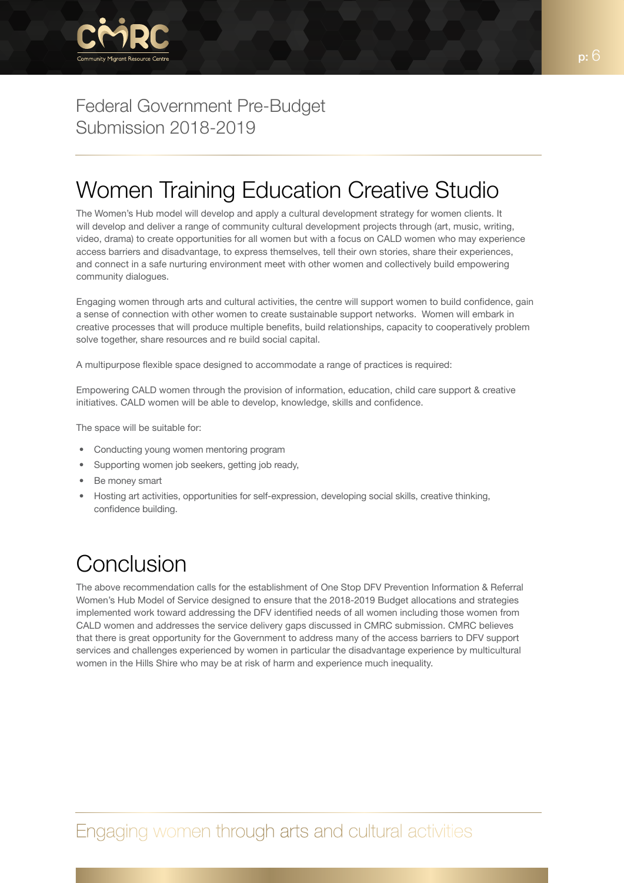# Women Training Education Creative Studio

The Women's Hub model will develop and apply a cultural development strategy for women clients. It will develop and deliver a range of community cultural development projects through (art, music, writing, video, drama) to create opportunities for all women but with a focus on CALD women who may experience access barriers and disadvantage, to express themselves, tell their own stories, share their experiences, and connect in a safe nurturing environment meet with other women and collectively build empowering community dialogues.

Engaging women through arts and cultural activities, the centre will support women to build confidence, gain a sense of connection with other women to create sustainable support networks. Women will embark in creative processes that will produce multiple benefits, build relationships, capacity to cooperatively problem solve together, share resources and re build social capital.

A multipurpose flexible space designed to accommodate a range of practices is required:

Empowering CALD women through the provision of information, education, child care support & creative initiatives. CALD women will be able to develop, knowledge, skills and confidence.

The space will be suitable for:

- Conducting young women mentoring program
- Supporting women job seekers, getting job ready,
- Be money smart
- Hosting art activities, opportunities for self-expression, developing social skills, creative thinking, confidence building.

# Conclusion

The above recommendation calls for the establishment of One Stop DFV Prevention Information & Referral Women's Hub Model of Service designed to ensure that the 2018-2019 Budget allocations and strategies implemented work toward addressing the DFV identified needs of all women including those women from CALD women and addresses the service delivery gaps discussed in CMRC submission. CMRC believes that there is great opportunity for the Government to address many of the access barriers to DFV support services and challenges experienced by women in particular the disadvantage experience by multicultural women in the Hills Shire who may be at risk of harm and experience much inequality.

Engaging women through arts and cultural activities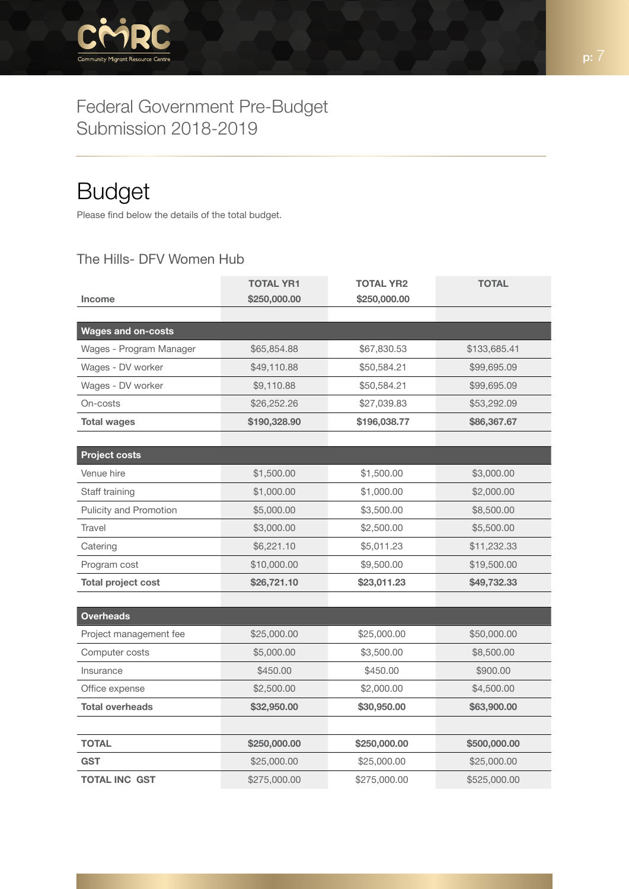Federal Government Pre-Budget Submission 2018-2019

# Budget

Please find below the details of the total budget.

## The Hills- DFV Women Hub

| Income | TOTAL YR1 $250,000.00 | TOTAL YR2 $250,000.00 | TOTAL |
|---|---|---|---|
| | | | |
| **Wages and on-costs** | | | |
| Wages - Program Manager | $65,854.88 | $67,830.53 | $133,685.41 |
| Wages - DV worker | $49,110.88 | $50,584.21 | $99,695.09 |
| Wages - DV worker | $9,110.88 | $50,584.21 | $99,695.09 |
| On-costs | $26,252.26 | $27,039.83 | $53,292.09 |
| **Total wages** | **$190,328.90** | **$196,038.77** | **$86,367.67** |
| | | | |
| **Project costs** | | | |
| Venue hire | $1,500.00 | $1,500.00 | $3,000.00 |
| Staff training | $1,000.00 | $1,000.00 | $2,000.00 |
| Pulicity and Promotion | $5,000.00 | $3,500.00 | $8,500.00 |
| Travel | $3,000.00 | $2,500.00 | $5,500.00 |
| Catering | $6,221.10 | $5,011.23 | $11,232.33 |
| Program cost | $10,000.00 | $9,500.00 | $19,500.00 |
| **Total project cost** | **$26,721.10** | **$23,011.23** | **$49,732.33** |
| | | | |
| **Overheads** | | | |
| Project management fee | $25,000.00 | $25,000.00 | $50,000.00 |
| Computer costs | $5,000.00 | $3,500.00 | $8,500.00 |
| Insurance | $450.00 | $450.00 | $900.00 |
| Office expense | $2,500.00 | $2,000.00 | $4,500.00 |
| **Total overheads** | **$32,950.00** | **$30,950.00** | **$63,900.00** |
| | | | |
| **TOTAL** | **$250,000.00** | **$250,000.00** | **$500,000.00** |
| **GST** | $25,000.00 | $25,000.00 | $25,000.00 |
| **TOTAL INC GST** | $275,000.00 | $275,000.00 | $525,000.00 |